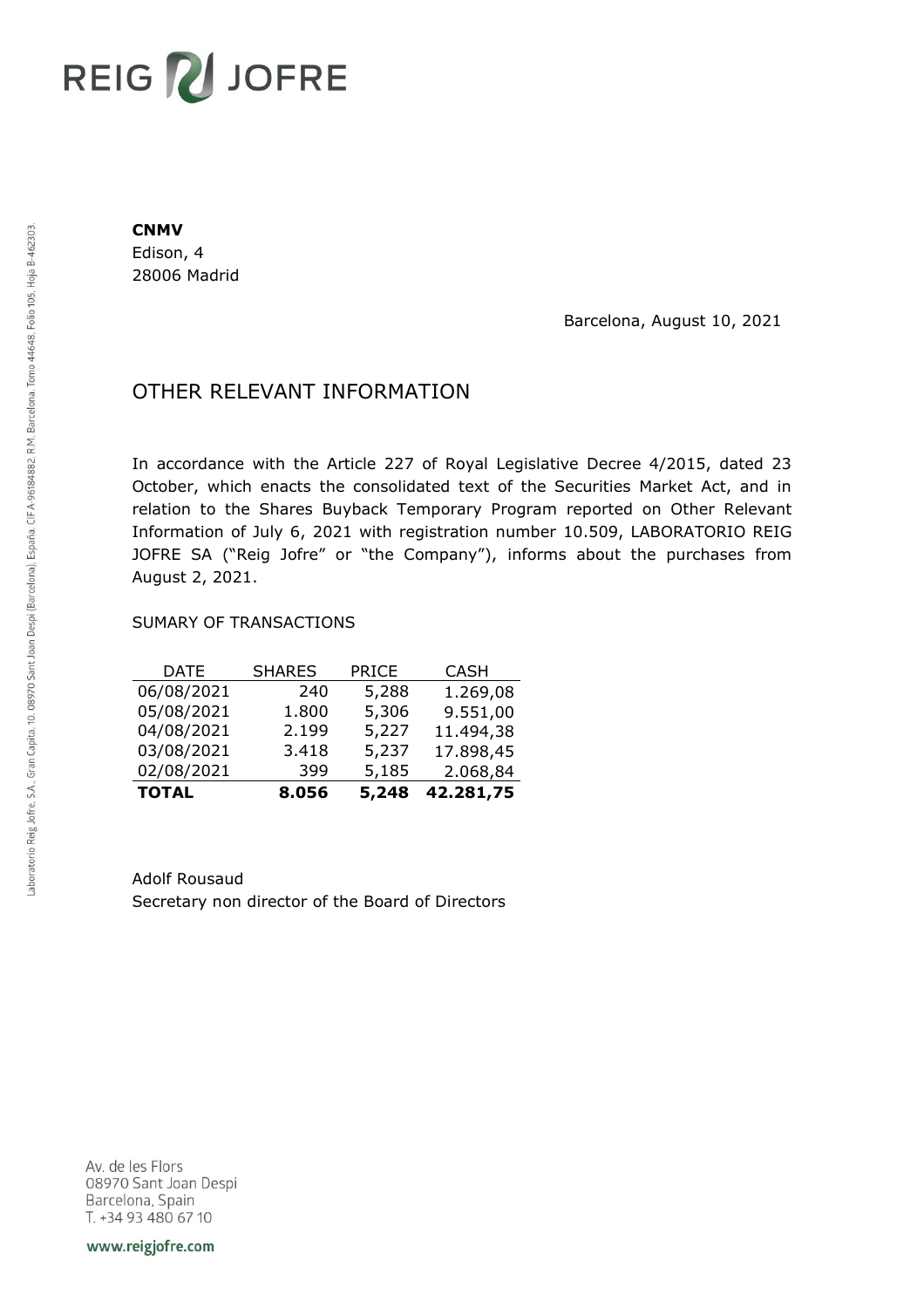REIG JOFRE

**CNMV**
Edison, 4
28006 Madrid

Barcelona, August 10, 2021

# OTHER RELEVANT INFORMATION

In accordance with the Article 227 of Royal Legislative Decree 4/2015, dated 23 October, which enacts the consolidated text of the Securities Market Act, and in relation to the Shares Buyback Temporary Program reported on Other Relevant Information of July 6, 2021 with registration number 10.509, LABORATORIO REIG JOFRE SA ("Reig Jofre" or "the Company"), informs about the purchases from August 2, 2021.

SUMARY OF TRANSACTIONS

| DATE | SHARES | PRICE | CASH |
|---|---|---|---|
| 06/08/2021 | 240 | 5,288 | 1.269,08 |
| 05/08/2021 | 1.800 | 5,306 | 9.551,00 |
| 04/08/2021 | 2.199 | 5,227 | 11.494,38 |
| 03/08/2021 | 3.418 | 5,237 | 17.898,45 |
| 02/08/2021 | 399 | 5,185 | 2.068,84 |
| **TOTAL** | **8.056** | **5,248** | **42.281,75** |

Adolf Rousaud
Secretary non director of the Board of Directors

Laboratorio Reig Jofre, S.A., Gran Capita, 10, 08970 Sant Joan Despi (Barcelona), España. CIF A-96184882. R.M. Barcelona, Tomo 44648, Folio 105, Hoja B-462303.

Av. de les Flors
08970 Sant Joan Despi
Barcelona, Spain
T. +34 93 480 67 10

www.reigjofre.com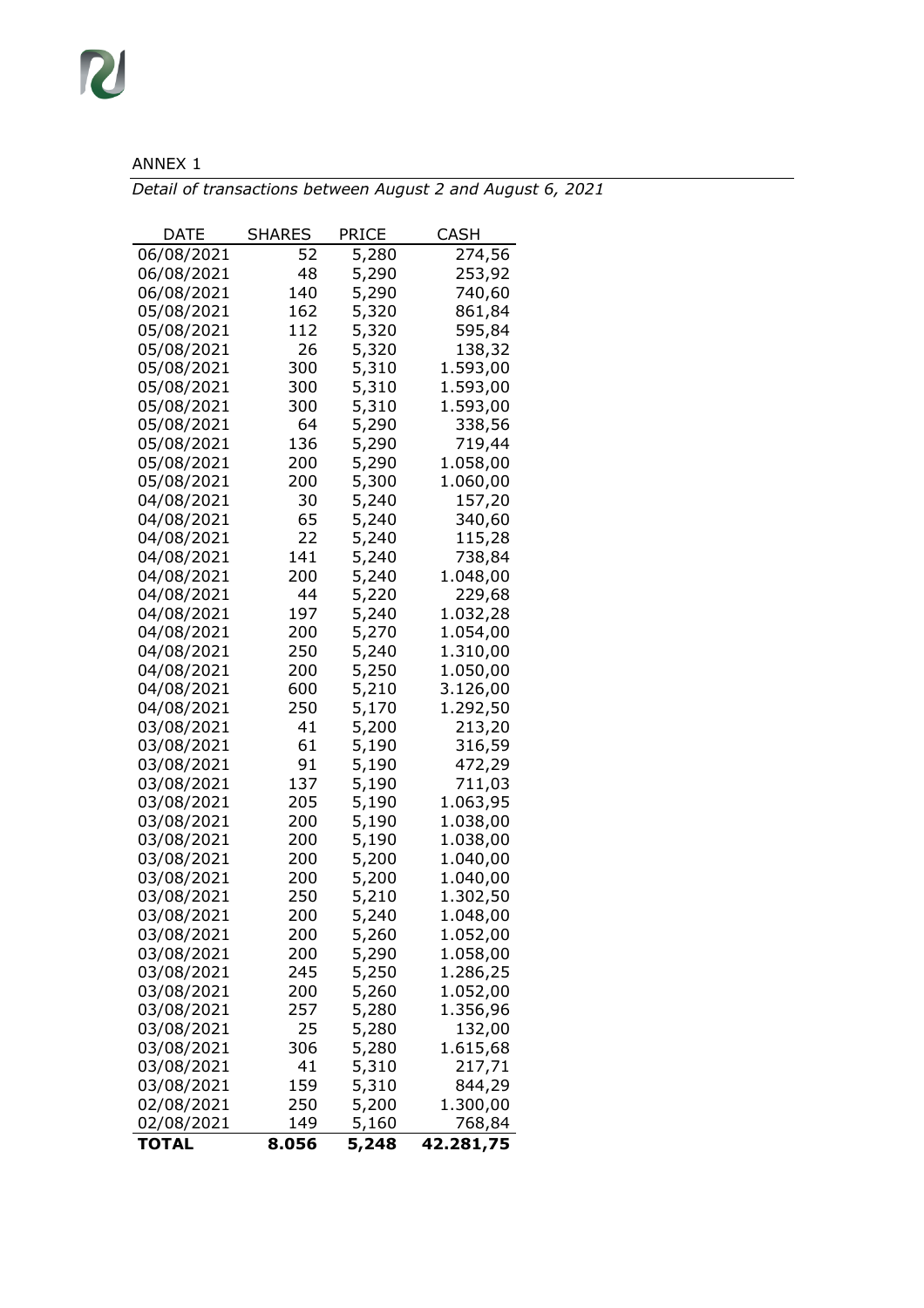ANNEX 1

*Detail of transactions between August 2 and August 6, 2021*

| DATE | SHARES | PRICE | CASH |
|---|---|---|---|
| 06/08/2021 | 52 | 5,280 | 274,56 |
| 06/08/2021 | 48 | 5,290 | 253,92 |
| 06/08/2021 | 140 | 5,290 | 740,60 |
| 05/08/2021 | 162 | 5,320 | 861,84 |
| 05/08/2021 | 112 | 5,320 | 595,84 |
| 05/08/2021 | 26 | 5,320 | 138,32 |
| 05/08/2021 | 300 | 5,310 | 1.593,00 |
| 05/08/2021 | 300 | 5,310 | 1.593,00 |
| 05/08/2021 | 300 | 5,310 | 1.593,00 |
| 05/08/2021 | 64 | 5,290 | 338,56 |
| 05/08/2021 | 136 | 5,290 | 719,44 |
| 05/08/2021 | 200 | 5,290 | 1.058,00 |
| 05/08/2021 | 200 | 5,300 | 1.060,00 |
| 04/08/2021 | 30 | 5,240 | 157,20 |
| 04/08/2021 | 65 | 5,240 | 340,60 |
| 04/08/2021 | 22 | 5,240 | 115,28 |
| 04/08/2021 | 141 | 5,240 | 738,84 |
| 04/08/2021 | 200 | 5,240 | 1.048,00 |
| 04/08/2021 | 44 | 5,220 | 229,68 |
| 04/08/2021 | 197 | 5,240 | 1.032,28 |
| 04/08/2021 | 200 | 5,270 | 1.054,00 |
| 04/08/2021 | 250 | 5,240 | 1.310,00 |
| 04/08/2021 | 200 | 5,250 | 1.050,00 |
| 04/08/2021 | 600 | 5,210 | 3.126,00 |
| 04/08/2021 | 250 | 5,170 | 1.292,50 |
| 03/08/2021 | 41 | 5,200 | 213,20 |
| 03/08/2021 | 61 | 5,190 | 316,59 |
| 03/08/2021 | 91 | 5,190 | 472,29 |
| 03/08/2021 | 137 | 5,190 | 711,03 |
| 03/08/2021 | 205 | 5,190 | 1.063,95 |
| 03/08/2021 | 200 | 5,190 | 1.038,00 |
| 03/08/2021 | 200 | 5,190 | 1.038,00 |
| 03/08/2021 | 200 | 5,200 | 1.040,00 |
| 03/08/2021 | 200 | 5,200 | 1.040,00 |
| 03/08/2021 | 250 | 5,210 | 1.302,50 |
| 03/08/2021 | 200 | 5,240 | 1.048,00 |
| 03/08/2021 | 200 | 5,260 | 1.052,00 |
| 03/08/2021 | 200 | 5,290 | 1.058,00 |
| 03/08/2021 | 245 | 5,250 | 1.286,25 |
| 03/08/2021 | 200 | 5,260 | 1.052,00 |
| 03/08/2021 | 257 | 5,280 | 1.356,96 |
| 03/08/2021 | 25 | 5,280 | 132,00 |
| 03/08/2021 | 306 | 5,280 | 1.615,68 |
| 03/08/2021 | 41 | 5,310 | 217,71 |
| 03/08/2021 | 159 | 5,310 | 844,29 |
| 02/08/2021 | 250 | 5,200 | 1.300,00 |
| 02/08/2021 | 149 | 5,160 | 768,84 |
| **TOTAL** | **8.056** | **5,248** | **42.281,75** |